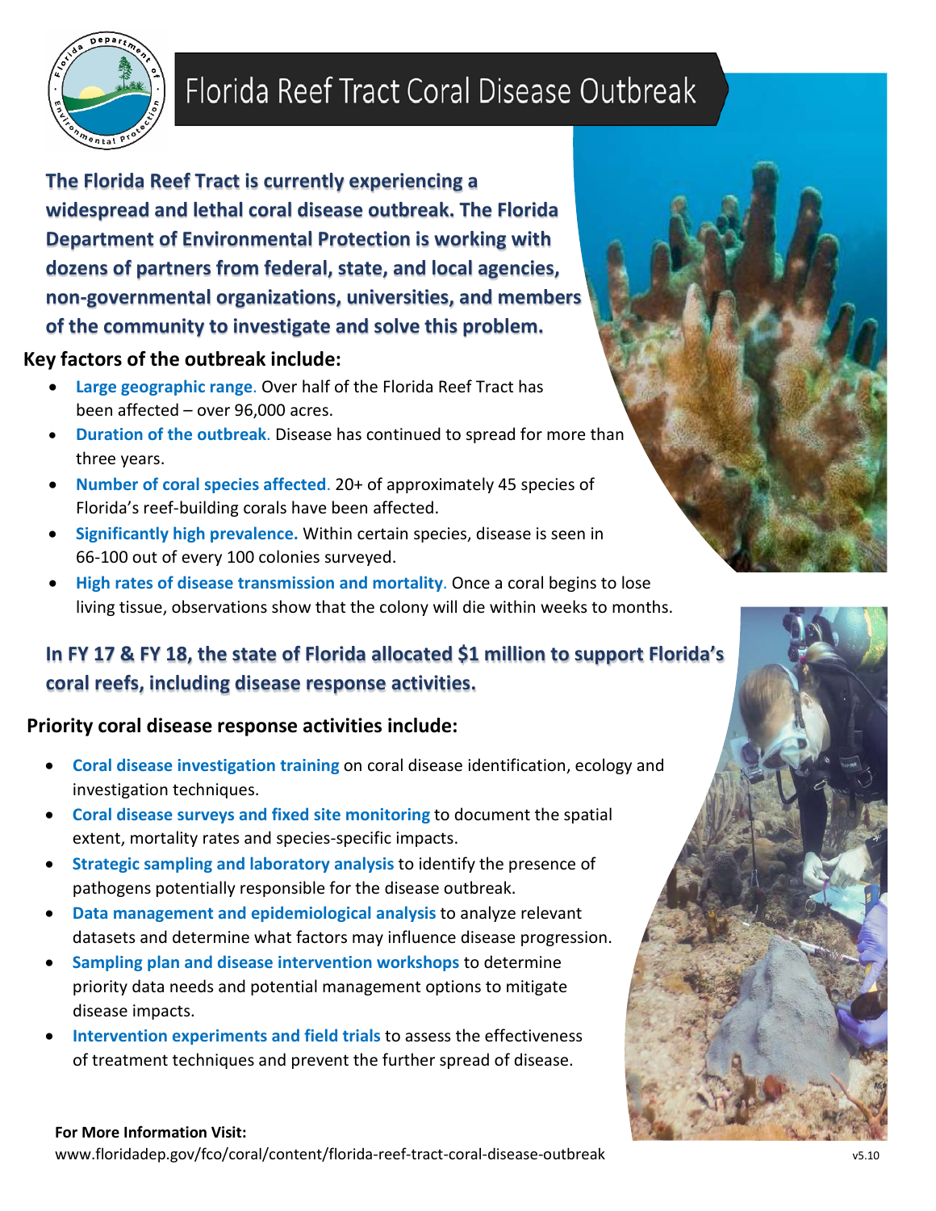# Florida Reef Tract Coral Disease Outbreak

**The Florida Reef Tract is currently experiencing a widespread and lethal coral disease outbreak. The Florida Department of Environmental Protection is working with dozens of partners from federal, state, and local agencies, non-governmental organizations, universities, and members of the community to investigate and solve this problem.**

**Key factors of the outbreak include:**

- **Large geographic range**. Over half of the Florida Reef Tract has been affected – over 96,000 acres.
- **Duration of the outbreak**. Disease has continued to spread for more than three years.
- **Number of coral species affected**. 20+ of approximately 45 species of Florida's reef-building corals have been affected.
- **Significantly high prevalence.** Within certain species, disease is seen in 66-100 out of every 100 colonies surveyed.
- **High rates of disease transmission and mortality**. Once a coral begins to lose living tissue, observations show that the colony will die within weeks to months.

**In FY 17 & FY 18, the state of Florida allocated $1 million to support Florida's coral reefs, including disease response activities.**

**Priority coral disease response activities include:**

- **Coral disease investigation training** on coral disease identification, ecology and investigation techniques.
- **Coral disease surveys and fixed site monitoring** to document the spatial extent, mortality rates and species-specific impacts.
- **Strategic sampling and laboratory analysis** to identify the presence of pathogens potentially responsible for the disease outbreak.
- **Data management and epidemiological analysis** to analyze relevant datasets and determine what factors may influence disease progression.
- **Sampling plan and disease intervention workshops** to determine priority data needs and potential management options to mitigate disease impacts.
- **Intervention experiments and field trials** to assess the effectiveness of treatment techniques and prevent the further spread of disease.

**For More Information Visit:**
www.floridadep.gov/fco/coral/content/florida-reef-tract-coral-disease-outbreak

v5.10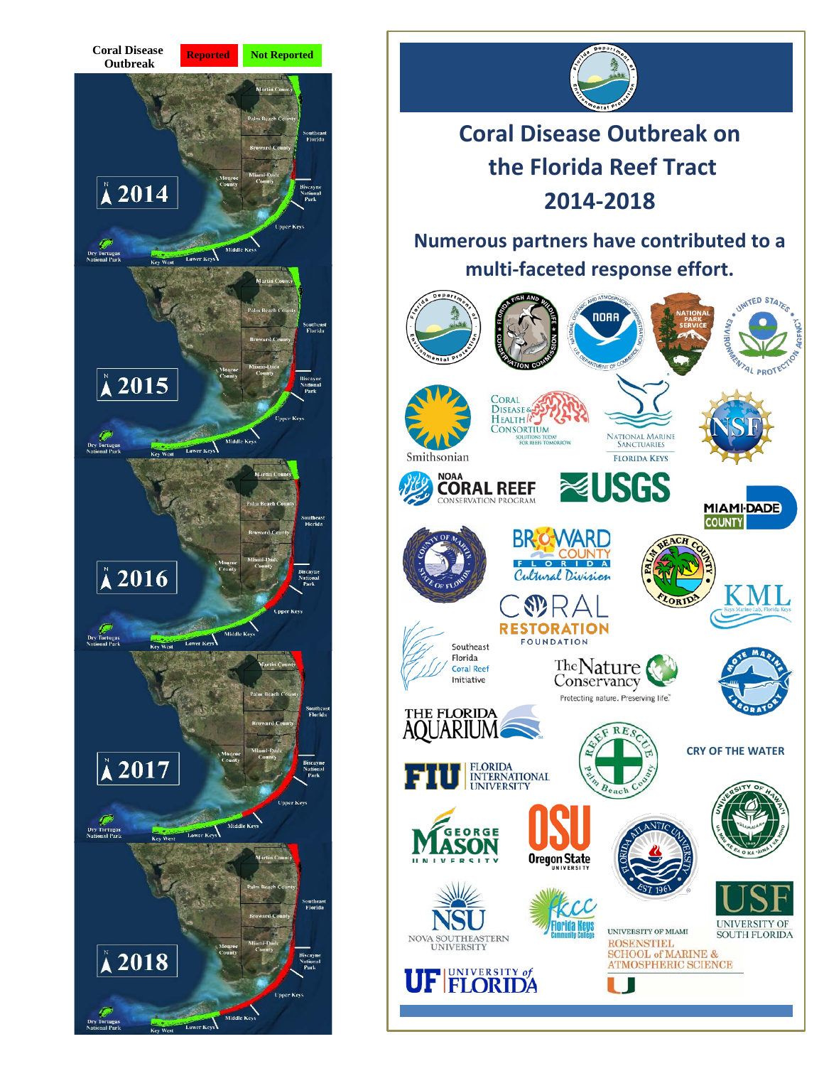Coral Disease Outbreak

Reported

Not Reported

2014

2015

2016

2017

2018

# Coral Disease Outbreak on the Florida Reef Tract 2014-2018

## Numerous partners have contributed to a multi-faceted response effort.

CRY OF THE WATER